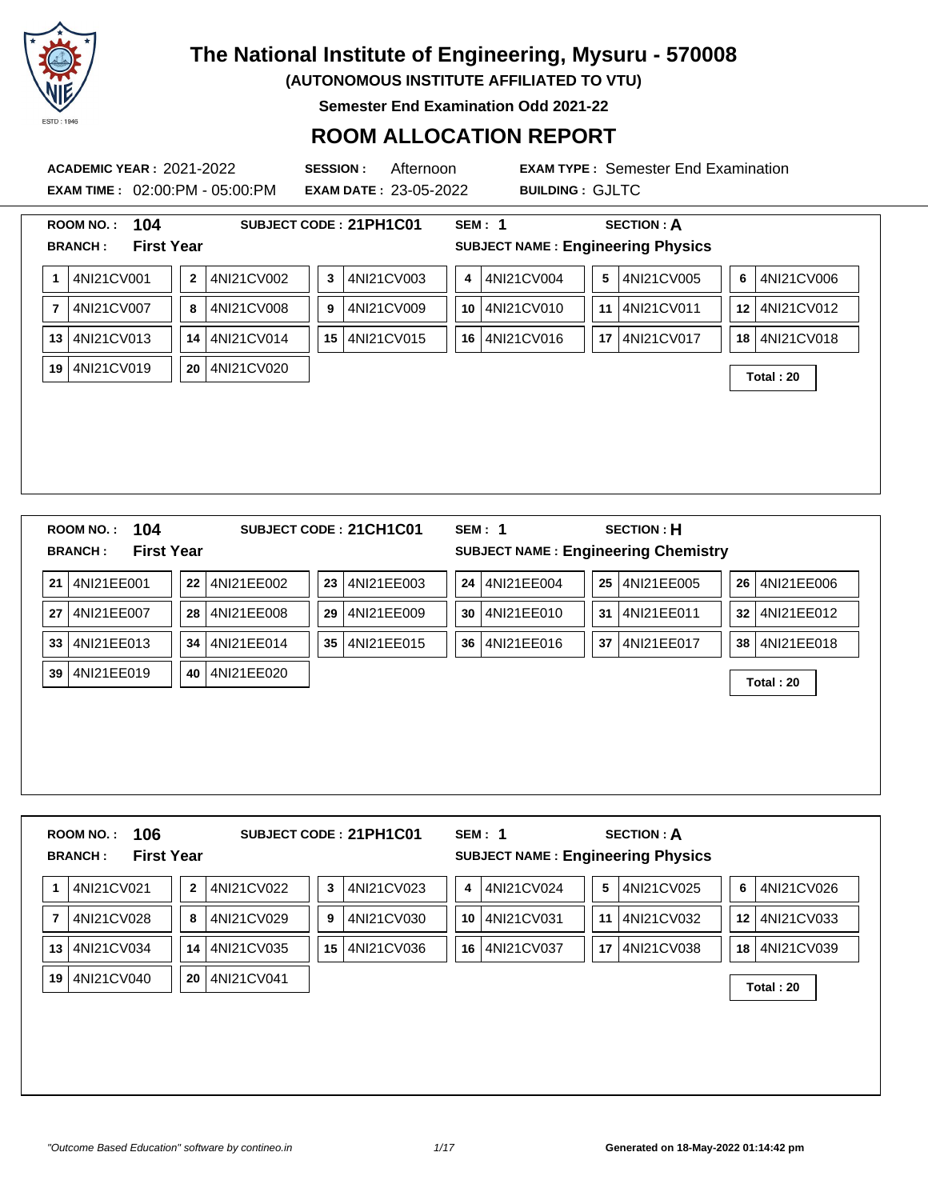# The National Institute of Engineering, Mysuru - 570008

**(AUTONOMOUS INSTITUTE AFFILIATED TO VTU)**

**Semester End Examination Odd 2021-22**

## ROOM ALLOCATION REPORT

**ACADEMIC YEAR :** 2021-2022 **SESSION :** Afternoon **EXAM TYPE :** Semester End Examination
**EXAM TIME :** 02:00:PM - 05:00:PM **EXAM DATE :** 23-05-2022 **BUILDING :** GJLTC

---

**ROOM NO. :** 104 **SUBJECT CODE :** 21PH1C01 **SEM :** 1 **SECTION :** A
**BRANCH :** First Year **SUBJECT NAME :** Engineering Physics

| | | | | | |
|---|---|---|---|---|---|
| 1 4NI21CV001 | 2 4NI21CV002 | 3 4NI21CV003 | 4 4NI21CV004 | 5 4NI21CV005 | 6 4NI21CV006 |
| 7 4NI21CV007 | 8 4NI21CV008 | 9 4NI21CV009 | 10 4NI21CV010 | 11 4NI21CV011 | 12 4NI21CV012 |
| 13 4NI21CV013 | 14 4NI21CV014 | 15 4NI21CV015 | 16 4NI21CV016 | 17 4NI21CV017 | 18 4NI21CV018 |
| 19 4NI21CV019 | 20 4NI21CV020 | | | | |

**Total : 20**

---

**ROOM NO. :** 104 **SUBJECT CODE :** 21CH1C01 **SEM :** 1 **SECTION :** H
**BRANCH :** First Year **SUBJECT NAME :** Engineering Chemistry

| | | | | | |
|---|---|---|---|---|---|
| 21 4NI21EE001 | 22 4NI21EE002 | 23 4NI21EE003 | 24 4NI21EE004 | 25 4NI21EE005 | 26 4NI21EE006 |
| 27 4NI21EE007 | 28 4NI21EE008 | 29 4NI21EE009 | 30 4NI21EE010 | 31 4NI21EE011 | 32 4NI21EE012 |
| 33 4NI21EE013 | 34 4NI21EE014 | 35 4NI21EE015 | 36 4NI21EE016 | 37 4NI21EE017 | 38 4NI21EE018 |
| 39 4NI21EE019 | 40 4NI21EE020 | | | | |

**Total : 20**

---

**ROOM NO. :** 106 **SUBJECT CODE :** 21PH1C01 **SEM :** 1 **SECTION :** A
**BRANCH :** First Year **SUBJECT NAME :** Engineering Physics

| | | | | | |
|---|---|---|---|---|---|
| 1 4NI21CV021 | 2 4NI21CV022 | 3 4NI21CV023 | 4 4NI21CV024 | 5 4NI21CV025 | 6 4NI21CV026 |
| 7 4NI21CV028 | 8 4NI21CV029 | 9 4NI21CV030 | 10 4NI21CV031 | 11 4NI21CV032 | 12 4NI21CV033 |
| 13 4NI21CV034 | 14 4NI21CV035 | 15 4NI21CV036 | 16 4NI21CV037 | 17 4NI21CV038 | 18 4NI21CV039 |
| 19 4NI21CV040 | 20 4NI21CV041 | | | | |

**Total : 20**

*"Outcome Based Education" software by contineo.in* **Generated on 18-May-2022 01:14:42 pm**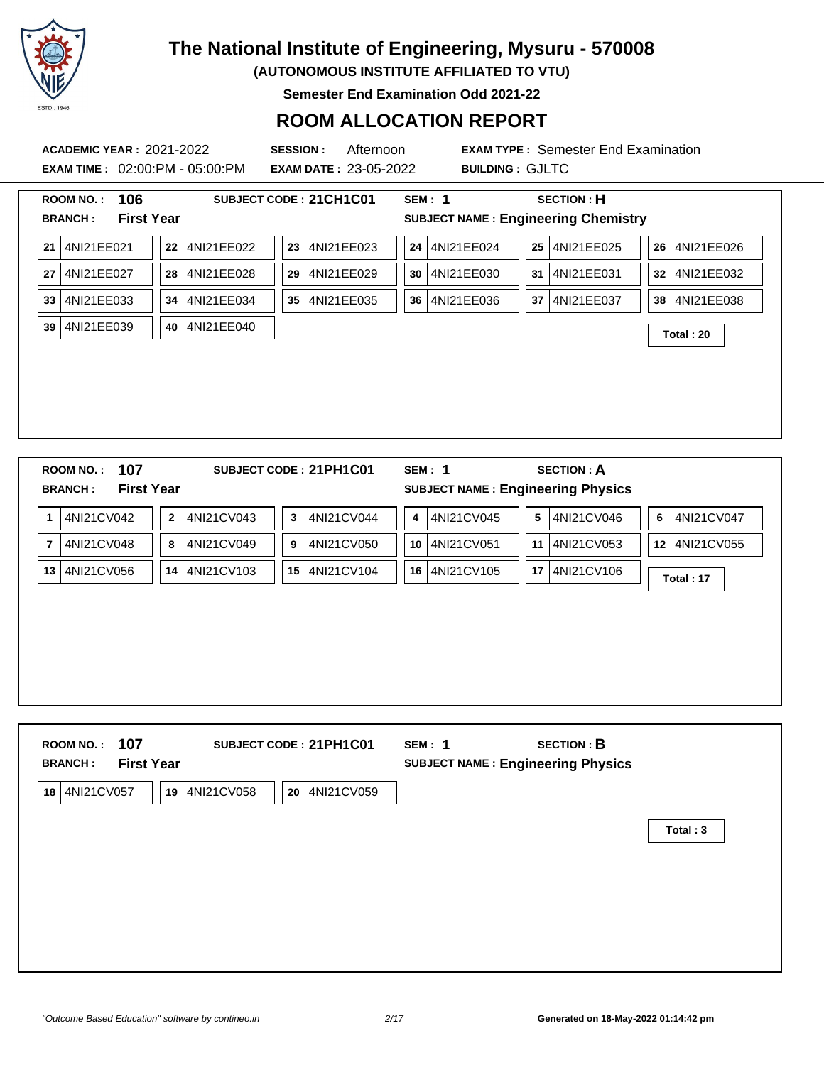# The National Institute of Engineering, Mysuru - 570008

**(AUTONOMOUS INSTITUTE AFFILIATED TO VTU)**

**Semester End Examination Odd 2021-22**

## ROOM ALLOCATION REPORT

**ACADEMIC YEAR :** 2021-2022 **SESSION :** Afternoon **EXAM TYPE :** Semester End Examination

**EXAM TIME :** 02:00:PM - 05:00:PM **EXAM DATE :** 23-05-2022 **BUILDING :** GJLTC

---

**ROOM NO. :** 106 **SUBJECT CODE :** 21CH1C01 **SEM :** 1 **SECTION :** H

**BRANCH :** First Year **SUBJECT NAME :** Engineering Chemistry

| | | | | | |
|---|---|---|---|---|---|
| 21 4NI21EE021 | 22 4NI21EE022 | 23 4NI21EE023 | 24 4NI21EE024 | 25 4NI21EE025 | 26 4NI21EE026 |
| 27 4NI21EE027 | 28 4NI21EE028 | 29 4NI21EE029 | 30 4NI21EE030 | 31 4NI21EE031 | 32 4NI21EE032 |
| 33 4NI21EE033 | 34 4NI21EE034 | 35 4NI21EE035 | 36 4NI21EE036 | 37 4NI21EE037 | 38 4NI21EE038 |
| 39 4NI21EE039 | 40 4NI21EE040 | | | | |

**Total : 20**

---

**ROOM NO. :** 107 **SUBJECT CODE :** 21PH1C01 **SEM :** 1 **SECTION :** A

**BRANCH :** First Year **SUBJECT NAME :** Engineering Physics

| | | | | | |
|---|---|---|---|---|---|
| 1 4NI21CV042 | 2 4NI21CV043 | 3 4NI21CV044 | 4 4NI21CV045 | 5 4NI21CV046 | 6 4NI21CV047 |
| 7 4NI21CV048 | 8 4NI21CV049 | 9 4NI21CV050 | 10 4NI21CV051 | 11 4NI21CV053 | 12 4NI21CV055 |
| 13 4NI21CV056 | 14 4NI21CV103 | 15 4NI21CV104 | 16 4NI21CV105 | 17 4NI21CV106 | |

**Total : 17**

---

**ROOM NO. :** 107 **SUBJECT CODE :** 21PH1C01 **SEM :** 1 **SECTION :** B

**BRANCH :** First Year **SUBJECT NAME :** Engineering Physics

| | | |
|---|---|---|
| 18 4NI21CV057 | 19 4NI21CV058 | 20 4NI21CV059 |

**Total : 3**

---

*"Outcome Based Education" software by contineo.in* **Generated on 18-May-2022 01:14:42 pm**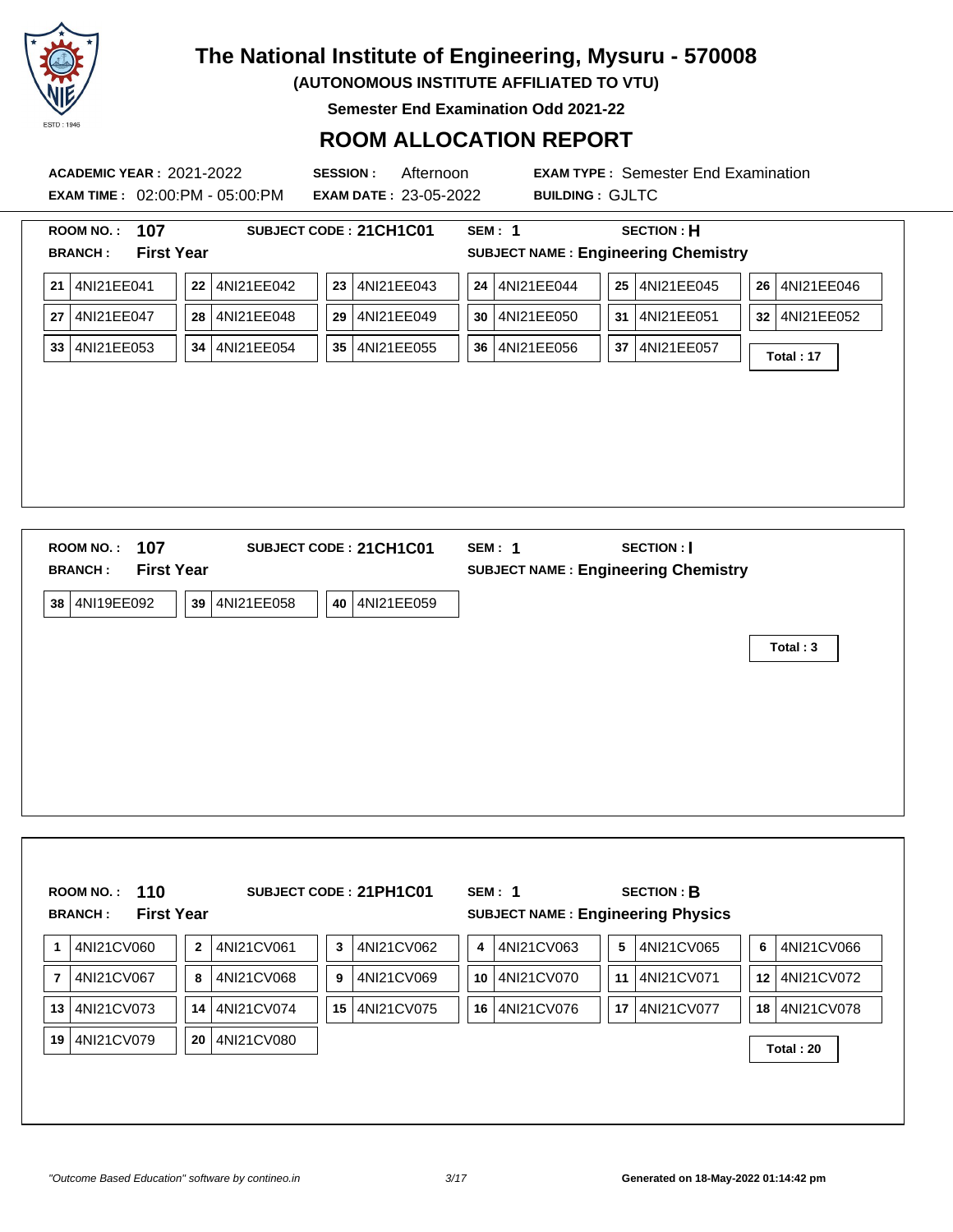# The National Institute of Engineering, Mysuru - 570008

**(AUTONOMOUS INSTITUTE AFFILIATED TO VTU)**

**Semester End Examination Odd 2021-22**

## ROOM ALLOCATION REPORT

**ACADEMIC YEAR :** 2021-2022 **SESSION :** Afternoon **EXAM TYPE :** Semester End Examination
**EXAM TIME :** 02:00:PM - 05:00:PM **EXAM DATE :** 23-05-2022 **BUILDING :** GJLTC

---

**ROOM NO. :** 107 **SUBJECT CODE :** 21CH1C01 **SEM :** 1 **SECTION :** H
**BRANCH :** First Year **SUBJECT NAME :** Engineering Chemistry

| | | | | | | | | | | | |
|---|---|---|---|---|---|---|---|---|---|---|---|
| 21 | 4NI21EE041 | 22 | 4NI21EE042 | 23 | 4NI21EE043 | 24 | 4NI21EE044 | 25 | 4NI21EE045 | 26 | 4NI21EE046 |
| 27 | 4NI21EE047 | 28 | 4NI21EE048 | 29 | 4NI21EE049 | 30 | 4NI21EE050 | 31 | 4NI21EE051 | 32 | 4NI21EE052 |
| 33 | 4NI21EE053 | 34 | 4NI21EE054 | 35 | 4NI21EE055 | 36 | 4NI21EE056 | 37 | 4NI21EE057 | | |

**Total : 17**

---

**ROOM NO. :** 107 **SUBJECT CODE :** 21CH1C01 **SEM :** 1 **SECTION :** I
**BRANCH :** First Year **SUBJECT NAME :** Engineering Chemistry

| | | | | | |
|---|---|---|---|---|---|
| 38 | 4NI19EE092 | 39 | 4NI21EE058 | 40 | 4NI21EE059 |

**Total : 3**

---

**ROOM NO. :** 110 **SUBJECT CODE :** 21PH1C01 **SEM :** 1 **SECTION :** B
**BRANCH :** First Year **SUBJECT NAME :** Engineering Physics

| | | | | | | | | | | | |
|---|---|---|---|---|---|---|---|---|---|---|---|
| 1 | 4NI21CV060 | 2 | 4NI21CV061 | 3 | 4NI21CV062 | 4 | 4NI21CV063 | 5 | 4NI21CV065 | 6 | 4NI21CV066 |
| 7 | 4NI21CV067 | 8 | 4NI21CV068 | 9 | 4NI21CV069 | 10 | 4NI21CV070 | 11 | 4NI21CV071 | 12 | 4NI21CV072 |
| 13 | 4NI21CV073 | 14 | 4NI21CV074 | 15 | 4NI21CV075 | 16 | 4NI21CV076 | 17 | 4NI21CV077 | 18 | 4NI21CV078 |
| 19 | 4NI21CV079 | 20 | 4NI21CV080 | | | | | | | | |

**Total : 20**

*"Outcome Based Education" software by contineo.in* **Generated on 18-May-2022 01:14:42 pm**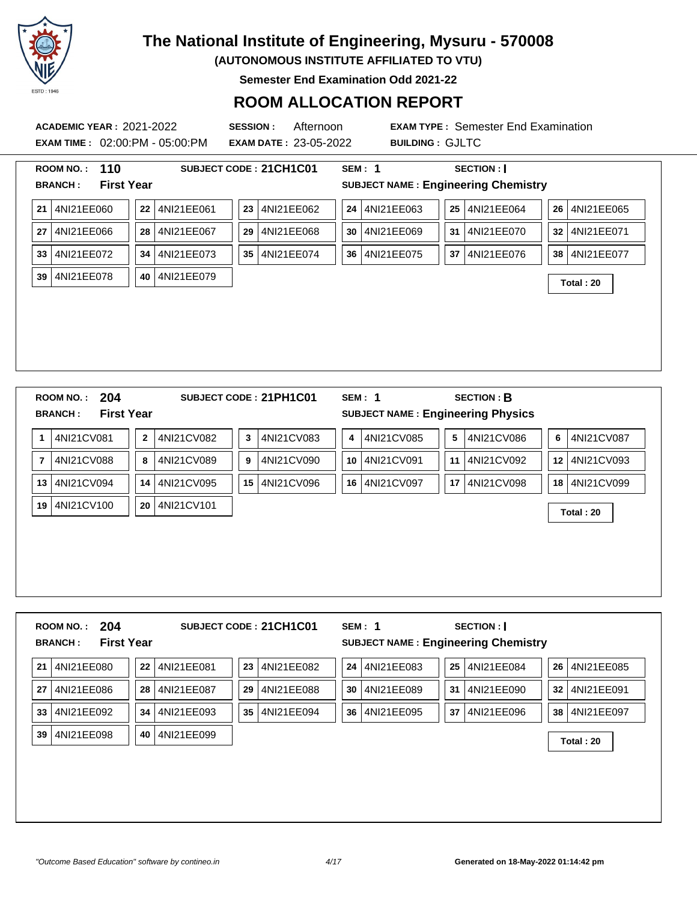# The National Institute of Engineering, Mysuru - 570008

**(AUTONOMOUS INSTITUTE AFFILIATED TO VTU)**

**Semester End Examination Odd 2021-22**

## ROOM ALLOCATION REPORT

**ACADEMIC YEAR :** 2021-2022 **SESSION :** Afternoon **EXAM TYPE :** Semester End Examination

**EXAM TIME :** 02:00:PM - 05:00:PM **EXAM DATE :** 23-05-2022 **BUILDING :** GJLTC

---

**ROOM NO. :** 110 **SUBJECT CODE :** 21CH1C01 **SEM :** 1 **SECTION :** I

**BRANCH :** First Year **SUBJECT NAME :** Engineering Chemistry

| | | | | | | | | | | | |
|---|---|---|---|---|---|---|---|---|---|---|---|
| 21 | 4NI21EE060 | 22 | 4NI21EE061 | 23 | 4NI21EE062 | 24 | 4NI21EE063 | 25 | 4NI21EE064 | 26 | 4NI21EE065 |
| 27 | 4NI21EE066 | 28 | 4NI21EE067 | 29 | 4NI21EE068 | 30 | 4NI21EE069 | 31 | 4NI21EE070 | 32 | 4NI21EE071 |
| 33 | 4NI21EE072 | 34 | 4NI21EE073 | 35 | 4NI21EE074 | 36 | 4NI21EE075 | 37 | 4NI21EE076 | 38 | 4NI21EE077 |
| 39 | 4NI21EE078 | 40 | 4NI21EE079 | | | | | | | | |

**Total : 20**

---

**ROOM NO. :** 204 **SUBJECT CODE :** 21PH1C01 **SEM :** 1 **SECTION :** B

**BRANCH :** First Year **SUBJECT NAME :** Engineering Physics

| | | | | | | | | | | | |
|---|---|---|---|---|---|---|---|---|---|---|---|
| 1 | 4NI21CV081 | 2 | 4NI21CV082 | 3 | 4NI21CV083 | 4 | 4NI21CV085 | 5 | 4NI21CV086 | 6 | 4NI21CV087 |
| 7 | 4NI21CV088 | 8 | 4NI21CV089 | 9 | 4NI21CV090 | 10 | 4NI21CV091 | 11 | 4NI21CV092 | 12 | 4NI21CV093 |
| 13 | 4NI21CV094 | 14 | 4NI21CV095 | 15 | 4NI21CV096 | 16 | 4NI21CV097 | 17 | 4NI21CV098 | 18 | 4NI21CV099 |
| 19 | 4NI21CV100 | 20 | 4NI21CV101 | | | | | | | | |

**Total : 20**

---

**ROOM NO. :** 204 **SUBJECT CODE :** 21CH1C01 **SEM :** 1 **SECTION :** I

**BRANCH :** First Year **SUBJECT NAME :** Engineering Chemistry

| | | | | | | | | | | | |
|---|---|---|---|---|---|---|---|---|---|---|---|
| 21 | 4NI21EE080 | 22 | 4NI21EE081 | 23 | 4NI21EE082 | 24 | 4NI21EE083 | 25 | 4NI21EE084 | 26 | 4NI21EE085 |
| 27 | 4NI21EE086 | 28 | 4NI21EE087 | 29 | 4NI21EE088 | 30 | 4NI21EE089 | 31 | 4NI21EE090 | 32 | 4NI21EE091 |
| 33 | 4NI21EE092 | 34 | 4NI21EE093 | 35 | 4NI21EE094 | 36 | 4NI21EE095 | 37 | 4NI21EE096 | 38 | 4NI21EE097 |
| 39 | 4NI21EE098 | 40 | 4NI21EE099 | | | | | | | | |

**Total : 20**

*"Outcome Based Education" software by contineo.in* **Generated on 18-May-2022 01:14:42 pm**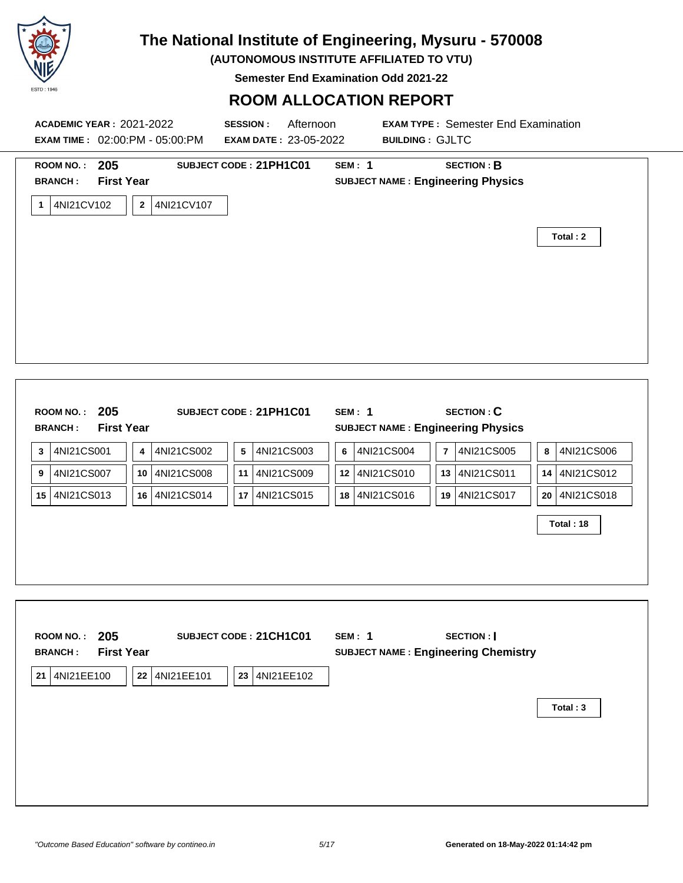# The National Institute of Engineering, Mysuru - 570008

**(AUTONOMOUS INSTITUTE AFFILIATED TO VTU)**

**Semester End Examination Odd 2021-22**

## ROOM ALLOCATION REPORT

**ACADEMIC YEAR :** 2021-2022 **SESSION :** Afternoon **EXAM TYPE :** Semester End Examination

**EXAM TIME :** 02:00:PM - 05:00:PM **EXAM DATE :** 23-05-2022 **BUILDING :** GJLTC

---

**ROOM NO. :** **205** **SUBJECT CODE :** **21PH1C01** **SEM :** **1** **SECTION :** **B**

**BRANCH :** **First Year** **SUBJECT NAME :** **Engineering Physics**

| | | | |
|---|---|---|---|
| 1 | 4NI21CV102 | 2 | 4NI21CV107 |

**Total : 2**

---

**ROOM NO. :** **205** **SUBJECT CODE :** **21PH1C01** **SEM :** **1** **SECTION :** **C**

**BRANCH :** **First Year** **SUBJECT NAME :** **Engineering Physics**

| | | | | | | | | | | | |
|---|---|---|---|---|---|---|---|---|---|---|---|
| 3 | 4NI21CS001 | 4 | 4NI21CS002 | 5 | 4NI21CS003 | 6 | 4NI21CS004 | 7 | 4NI21CS005 | 8 | 4NI21CS006 |
| 9 | 4NI21CS007 | 10 | 4NI21CS008 | 11 | 4NI21CS009 | 12 | 4NI21CS010 | 13 | 4NI21CS011 | 14 | 4NI21CS012 |
| 15 | 4NI21CS013 | 16 | 4NI21CS014 | 17 | 4NI21CS015 | 18 | 4NI21CS016 | 19 | 4NI21CS017 | 20 | 4NI21CS018 |

**Total : 18**

---

**ROOM NO. :** **205** **SUBJECT CODE :** **21CH1C01** **SEM :** **1** **SECTION :** **I**

**BRANCH :** **First Year** **SUBJECT NAME :** **Engineering Chemistry**

| | | | | | |
|---|---|---|---|---|---|
| 21 | 4NI21EE100 | 22 | 4NI21EE101 | 23 | 4NI21EE102 |

**Total : 3**

---

*"Outcome Based Education" software by contineo.in*

**Generated on 18-May-2022 01:14:42 pm**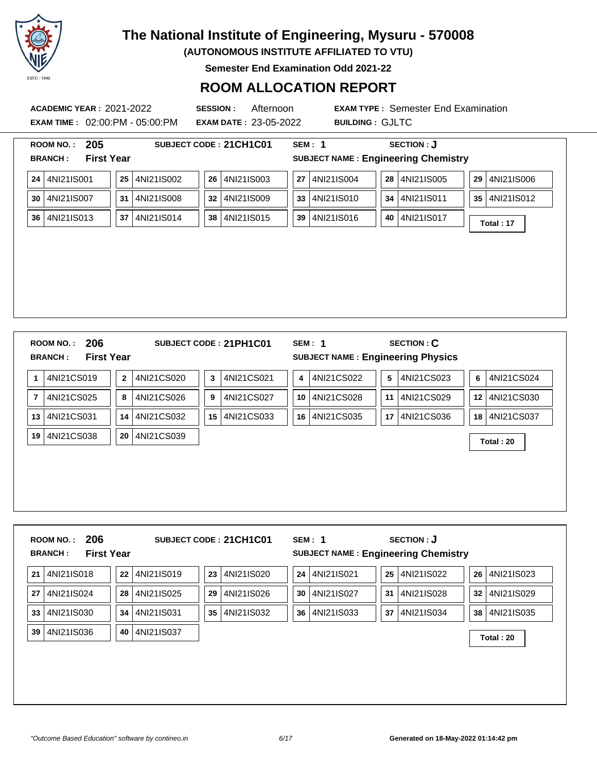# The National Institute of Engineering, Mysuru - 570008

**(AUTONOMOUS INSTITUTE AFFILIATED TO VTU)**

**Semester End Examination Odd 2021-22**

## ROOM ALLOCATION REPORT

**ACADEMIC YEAR :** 2021-2022 **SESSION :** Afternoon **EXAM TYPE :** Semester End Examination

**EXAM TIME :** 02:00:PM - 05:00:PM **EXAM DATE :** 23-05-2022 **BUILDING :** GJLTC

---

**ROOM NO. : 205** **SUBJECT CODE : 21CH1C01** **SEM : 1** **SECTION : J**

**BRANCH : First Year** **SUBJECT NAME : Engineering Chemistry**

| | | | | | |
|---|---|---|---|---|---|
| 24 4NI21IS001 | 25 4NI21IS002 | 26 4NI21IS003 | 27 4NI21IS004 | 28 4NI21IS005 | 29 4NI21IS006 |
| 30 4NI21IS007 | 31 4NI21IS008 | 32 4NI21IS009 | 33 4NI21IS010 | 34 4NI21IS011 | 35 4NI21IS012 |
| 36 4NI21IS013 | 37 4NI21IS014 | 38 4NI21IS015 | 39 4NI21IS016 | 40 4NI21IS017 | |

**Total : 17**

---

**ROOM NO. : 206** **SUBJECT CODE : 21PH1C01** **SEM : 1** **SECTION : C**

**BRANCH : First Year** **SUBJECT NAME : Engineering Physics**

| | | | | | |
|---|---|---|---|---|---|
| 1 4NI21CS019 | 2 4NI21CS020 | 3 4NI21CS021 | 4 4NI21CS022 | 5 4NI21CS023 | 6 4NI21CS024 |
| 7 4NI21CS025 | 8 4NI21CS026 | 9 4NI21CS027 | 10 4NI21CS028 | 11 4NI21CS029 | 12 4NI21CS030 |
| 13 4NI21CS031 | 14 4NI21CS032 | 15 4NI21CS033 | 16 4NI21CS035 | 17 4NI21CS036 | 18 4NI21CS037 |
| 19 4NI21CS038 | 20 4NI21CS039 | | | | |

**Total : 20**

---

**ROOM NO. : 206** **SUBJECT CODE : 21CH1C01** **SEM : 1** **SECTION : J**

**BRANCH : First Year** **SUBJECT NAME : Engineering Chemistry**

| | | | | | |
|---|---|---|---|---|---|
| 21 4NI21IS018 | 22 4NI21IS019 | 23 4NI21IS020 | 24 4NI21IS021 | 25 4NI21IS022 | 26 4NI21IS023 |
| 27 4NI21IS024 | 28 4NI21IS025 | 29 4NI21IS026 | 30 4NI21IS027 | 31 4NI21IS028 | 32 4NI21IS029 |
| 33 4NI21IS030 | 34 4NI21IS031 | 35 4NI21IS032 | 36 4NI21IS033 | 37 4NI21IS034 | 38 4NI21IS035 |
| 39 4NI21IS036 | 40 4NI21IS037 | | | | |

**Total : 20**

---

*"Outcome Based Education" software by contineo.in* **Generated on 18-May-2022 01:14:42 pm**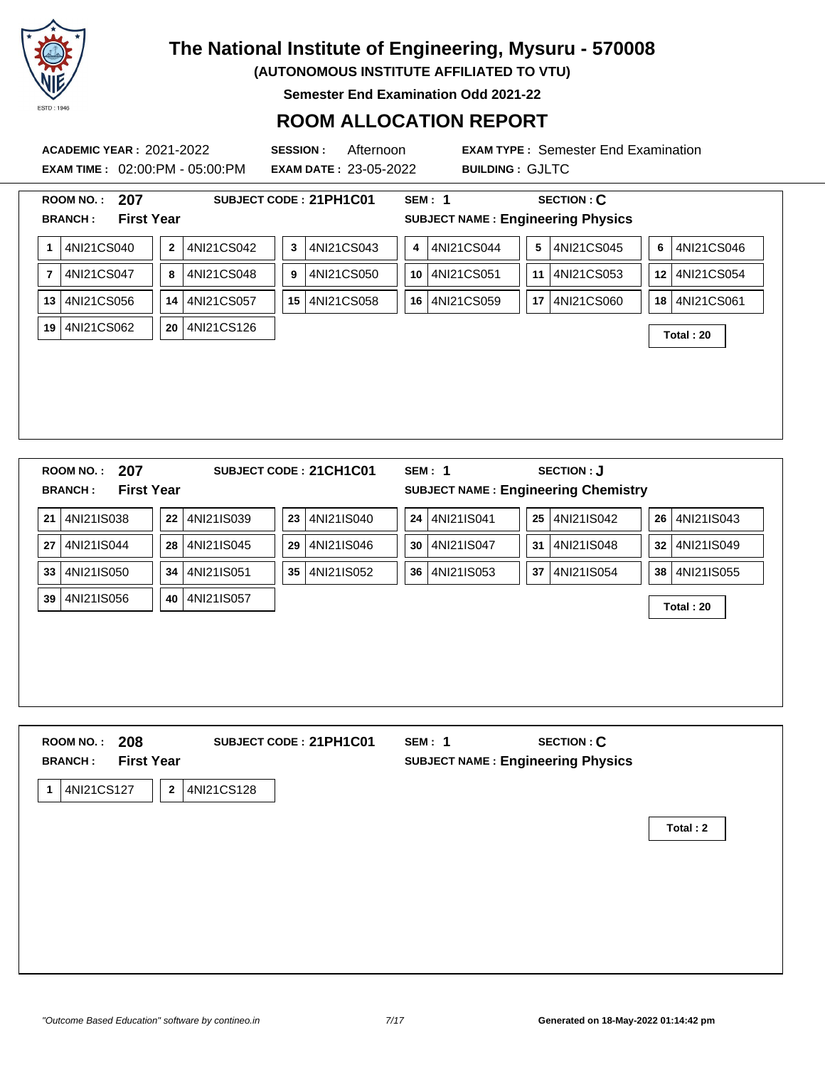# The National Institute of Engineering, Mysuru - 570008

**(AUTONOMOUS INSTITUTE AFFILIATED TO VTU)**

**Semester End Examination Odd 2021-22**

## ROOM ALLOCATION REPORT

**ACADEMIC YEAR :** 2021-2022 **SESSION :** Afternoon **EXAM TYPE :** Semester End Examination

**EXAM TIME :** 02:00:PM - 05:00:PM **EXAM DATE :** 23-05-2022 **BUILDING :** GJLTC

---

**ROOM NO. : 207** **SUBJECT CODE : 21PH1C01** **SEM : 1** **SECTION : C**

**BRANCH : First Year** **SUBJECT NAME : Engineering Physics**

| | | | | | |
|---|---|---|---|---|---|
| 1 4NI21CS040 | 2 4NI21CS042 | 3 4NI21CS043 | 4 4NI21CS044 | 5 4NI21CS045 | 6 4NI21CS046 |
| 7 4NI21CS047 | 8 4NI21CS048 | 9 4NI21CS050 | 10 4NI21CS051 | 11 4NI21CS053 | 12 4NI21CS054 |
| 13 4NI21CS056 | 14 4NI21CS057 | 15 4NI21CS058 | 16 4NI21CS059 | 17 4NI21CS060 | 18 4NI21CS061 |
| 19 4NI21CS062 | 20 4NI21CS126 | | | | |

**Total : 20**

---

**ROOM NO. : 207** **SUBJECT CODE : 21CH1C01** **SEM : 1** **SECTION : J**

**BRANCH : First Year** **SUBJECT NAME : Engineering Chemistry**

| | | | | | |
|---|---|---|---|---|---|
| 21 4NI21IS038 | 22 4NI21IS039 | 23 4NI21IS040 | 24 4NI21IS041 | 25 4NI21IS042 | 26 4NI21IS043 |
| 27 4NI21IS044 | 28 4NI21IS045 | 29 4NI21IS046 | 30 4NI21IS047 | 31 4NI21IS048 | 32 4NI21IS049 |
| 33 4NI21IS050 | 34 4NI21IS051 | 35 4NI21IS052 | 36 4NI21IS053 | 37 4NI21IS054 | 38 4NI21IS055 |
| 39 4NI21IS056 | 40 4NI21IS057 | | | | |

**Total : 20**

---

**ROOM NO. : 208** **SUBJECT CODE : 21PH1C01** **SEM : 1** **SECTION : C**

**BRANCH : First Year** **SUBJECT NAME : Engineering Physics**

| | |
|---|---|
| 1 4NI21CS127 | 2 4NI21CS128 |

**Total : 2**

---

*"Outcome Based Education" software by contineo.in* **Generated on 18-May-2022 01:14:42 pm**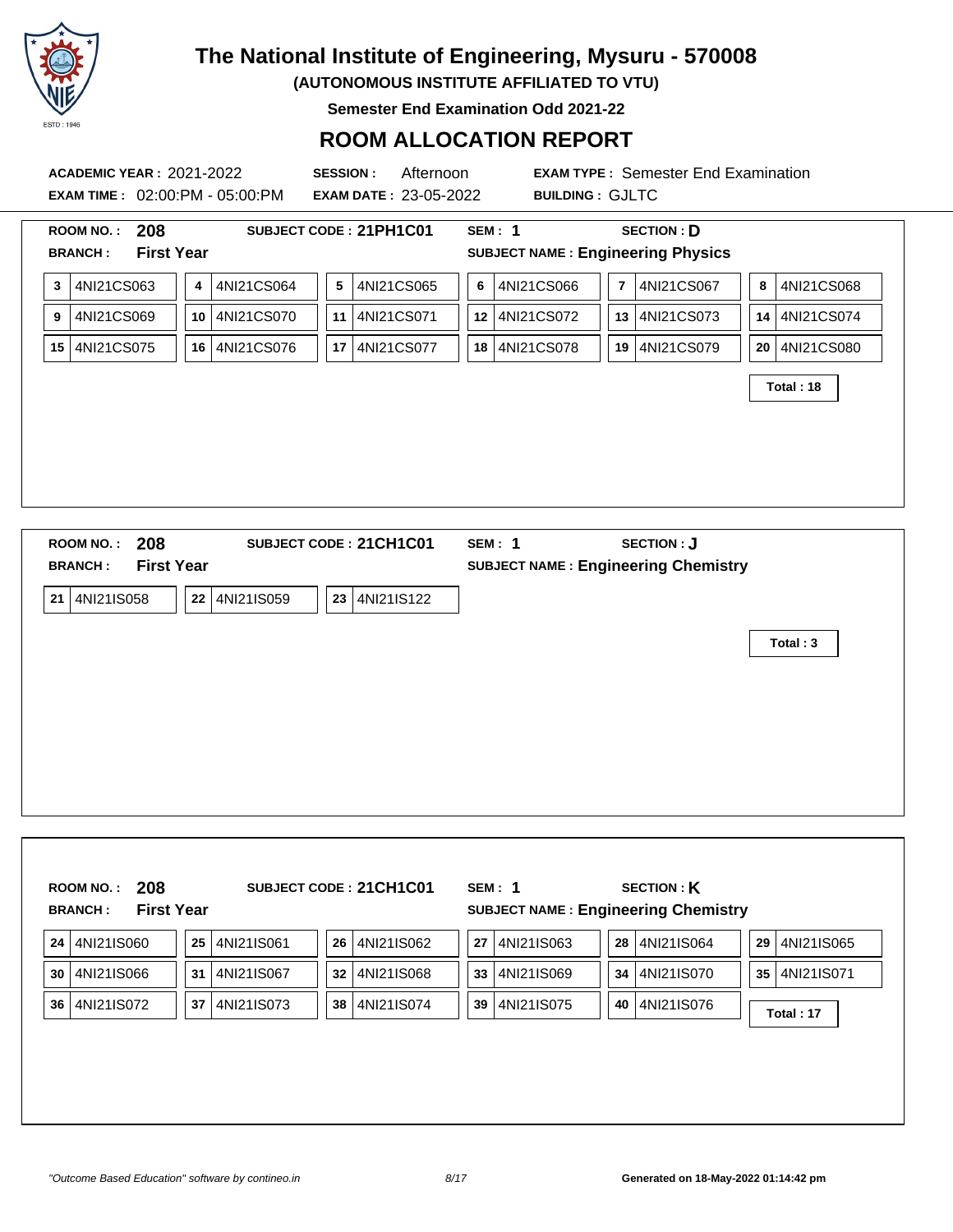# The National Institute of Engineering, Mysuru - 570008

**(AUTONOMOUS INSTITUTE AFFILIATED TO VTU)**

**Semester End Examination Odd 2021-22**

## ROOM ALLOCATION REPORT

**ACADEMIC YEAR :** 2021-2022 **SESSION :** Afternoon **EXAM TYPE :** Semester End Examination

**EXAM TIME :** 02:00:PM - 05:00:PM **EXAM DATE :** 23-05-2022 **BUILDING :** GJLTC

---

**ROOM NO. :** 208 **SUBJECT CODE : 21PH1C01** **SEM : 1** **SECTION : D**

**BRANCH : First Year** **SUBJECT NAME : Engineering Physics**

| | | | | | | | | | | | |
|---|---|---|---|---|---|---|---|---|---|---|---|
| 3 | 4NI21CS063 | 4 | 4NI21CS064 | 5 | 4NI21CS065 | 6 | 4NI21CS066 | 7 | 4NI21CS067 | 8 | 4NI21CS068 |
| 9 | 4NI21CS069 | 10 | 4NI21CS070 | 11 | 4NI21CS071 | 12 | 4NI21CS072 | 13 | 4NI21CS073 | 14 | 4NI21CS074 |
| 15 | 4NI21CS075 | 16 | 4NI21CS076 | 17 | 4NI21CS077 | 18 | 4NI21CS078 | 19 | 4NI21CS079 | 20 | 4NI21CS080 |

**Total : 18**

---

**ROOM NO. :** 208 **SUBJECT CODE : 21CH1C01** **SEM : 1** **SECTION : J**

**BRANCH : First Year** **SUBJECT NAME : Engineering Chemistry**

| | | | | | |
|---|---|---|---|---|---|
| 21 | 4NI21IS058 | 22 | 4NI21IS059 | 23 | 4NI21IS122 |

**Total : 3**

---

**ROOM NO. :** 208 **SUBJECT CODE : 21CH1C01** **SEM : 1** **SECTION : K**

**BRANCH : First Year** **SUBJECT NAME : Engineering Chemistry**

| | | | | | | | | | | | |
|---|---|---|---|---|---|---|---|---|---|---|---|
| 24 | 4NI21IS060 | 25 | 4NI21IS061 | 26 | 4NI21IS062 | 27 | 4NI21IS063 | 28 | 4NI21IS064 | 29 | 4NI21IS065 |
| 30 | 4NI21IS066 | 31 | 4NI21IS067 | 32 | 4NI21IS068 | 33 | 4NI21IS069 | 34 | 4NI21IS070 | 35 | 4NI21IS071 |
| 36 | 4NI21IS072 | 37 | 4NI21IS073 | 38 | 4NI21IS074 | 39 | 4NI21IS075 | 40 | 4NI21IS076 | | |

**Total : 17**

*"Outcome Based Education" software by contineo.in* **Generated on 18-May-2022 01:14:42 pm**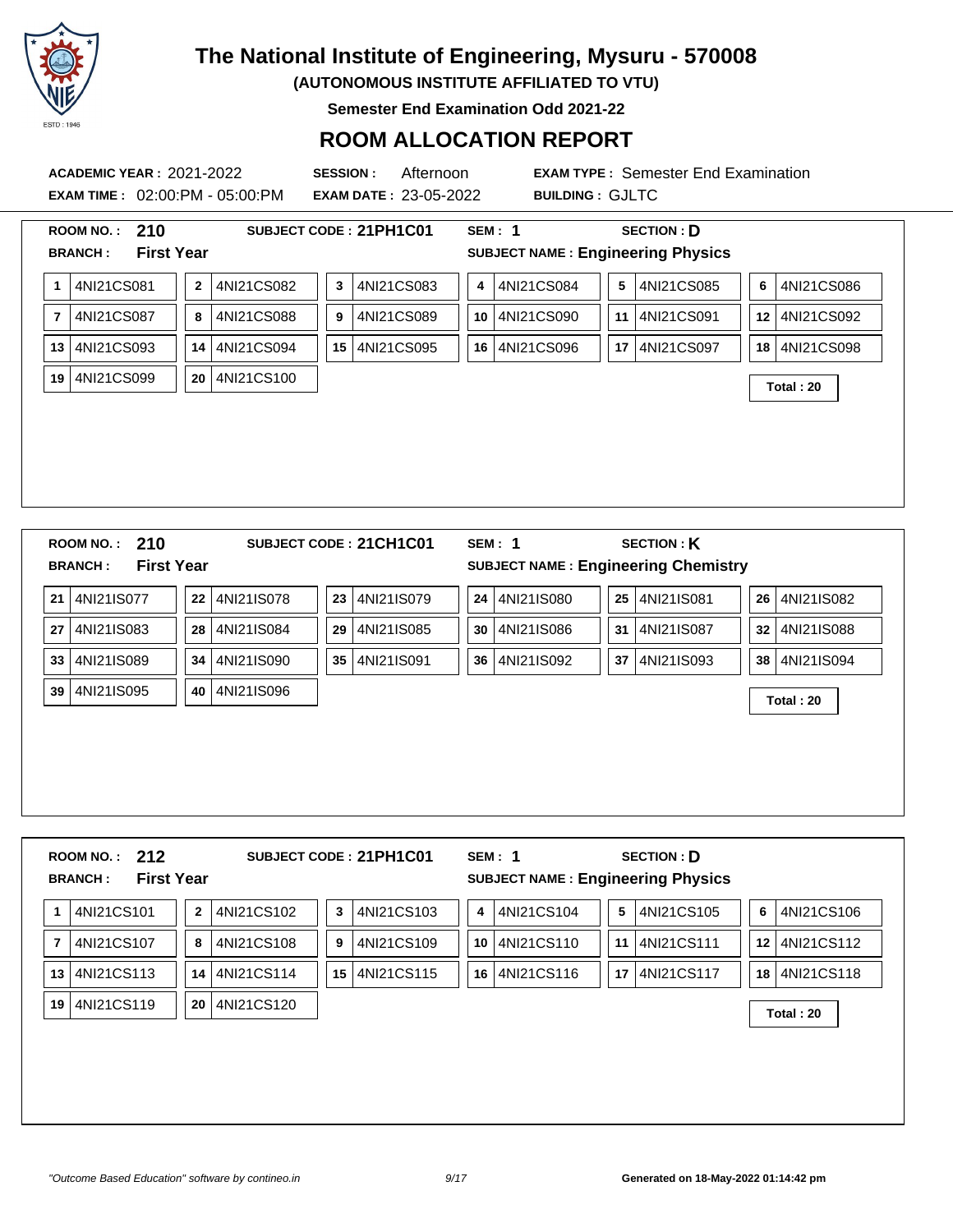# The National Institute of Engineering, Mysuru - 570008

**(AUTONOMOUS INSTITUTE AFFILIATED TO VTU)**

**Semester End Examination Odd 2021-22**

## ROOM ALLOCATION REPORT

**ACADEMIC YEAR :** 2021-2022 **SESSION :** Afternoon **EXAM TYPE :** Semester End Examination

**EXAM TIME :** 02:00:PM - 05:00:PM **EXAM DATE :** 23-05-2022 **BUILDING :** GJLTC

---

**ROOM NO. :** 210 **SUBJECT CODE :** 21PH1C01 **SEM :** 1 **SECTION :** D

**BRANCH :** First Year **SUBJECT NAME :** Engineering Physics

| | | | | | | | | | | | |
|---|---|---|---|---|---|---|---|---|---|---|---|
| 1 | 4NI21CS081 | 2 | 4NI21CS082 | 3 | 4NI21CS083 | 4 | 4NI21CS084 | 5 | 4NI21CS085 | 6 | 4NI21CS086 |
| 7 | 4NI21CS087 | 8 | 4NI21CS088 | 9 | 4NI21CS089 | 10 | 4NI21CS090 | 11 | 4NI21CS091 | 12 | 4NI21CS092 |
| 13 | 4NI21CS093 | 14 | 4NI21CS094 | 15 | 4NI21CS095 | 16 | 4NI21CS096 | 17 | 4NI21CS097 | 18 | 4NI21CS098 |
| 19 | 4NI21CS099 | 20 | 4NI21CS100 | | | | | | | | |

**Total : 20**

---

**ROOM NO. :** 210 **SUBJECT CODE :** 21CH1C01 **SEM :** 1 **SECTION :** K

**BRANCH :** First Year **SUBJECT NAME :** Engineering Chemistry

| | | | | | | | | | | | |
|---|---|---|---|---|---|---|---|---|---|---|---|
| 21 | 4NI21IS077 | 22 | 4NI21IS078 | 23 | 4NI21IS079 | 24 | 4NI21IS080 | 25 | 4NI21IS081 | 26 | 4NI21IS082 |
| 27 | 4NI21IS083 | 28 | 4NI21IS084 | 29 | 4NI21IS085 | 30 | 4NI21IS086 | 31 | 4NI21IS087 | 32 | 4NI21IS088 |
| 33 | 4NI21IS089 | 34 | 4NI21IS090 | 35 | 4NI21IS091 | 36 | 4NI21IS092 | 37 | 4NI21IS093 | 38 | 4NI21IS094 |
| 39 | 4NI21IS095 | 40 | 4NI21IS096 | | | | | | | | |

**Total : 20**

---

**ROOM NO. :** 212 **SUBJECT CODE :** 21PH1C01 **SEM :** 1 **SECTION :** D

**BRANCH :** First Year **SUBJECT NAME :** Engineering Physics

| | | | | | | | | | | | |
|---|---|---|---|---|---|---|---|---|---|---|---|
| 1 | 4NI21CS101 | 2 | 4NI21CS102 | 3 | 4NI21CS103 | 4 | 4NI21CS104 | 5 | 4NI21CS105 | 6 | 4NI21CS106 |
| 7 | 4NI21CS107 | 8 | 4NI21CS108 | 9 | 4NI21CS109 | 10 | 4NI21CS110 | 11 | 4NI21CS111 | 12 | 4NI21CS112 |
| 13 | 4NI21CS113 | 14 | 4NI21CS114 | 15 | 4NI21CS115 | 16 | 4NI21CS116 | 17 | 4NI21CS117 | 18 | 4NI21CS118 |
| 19 | 4NI21CS119 | 20 | 4NI21CS120 | | | | | | | | |

**Total : 20**

---

*"Outcome Based Education" software by contineo.in* **Generated on 18-May-2022 01:14:42 pm**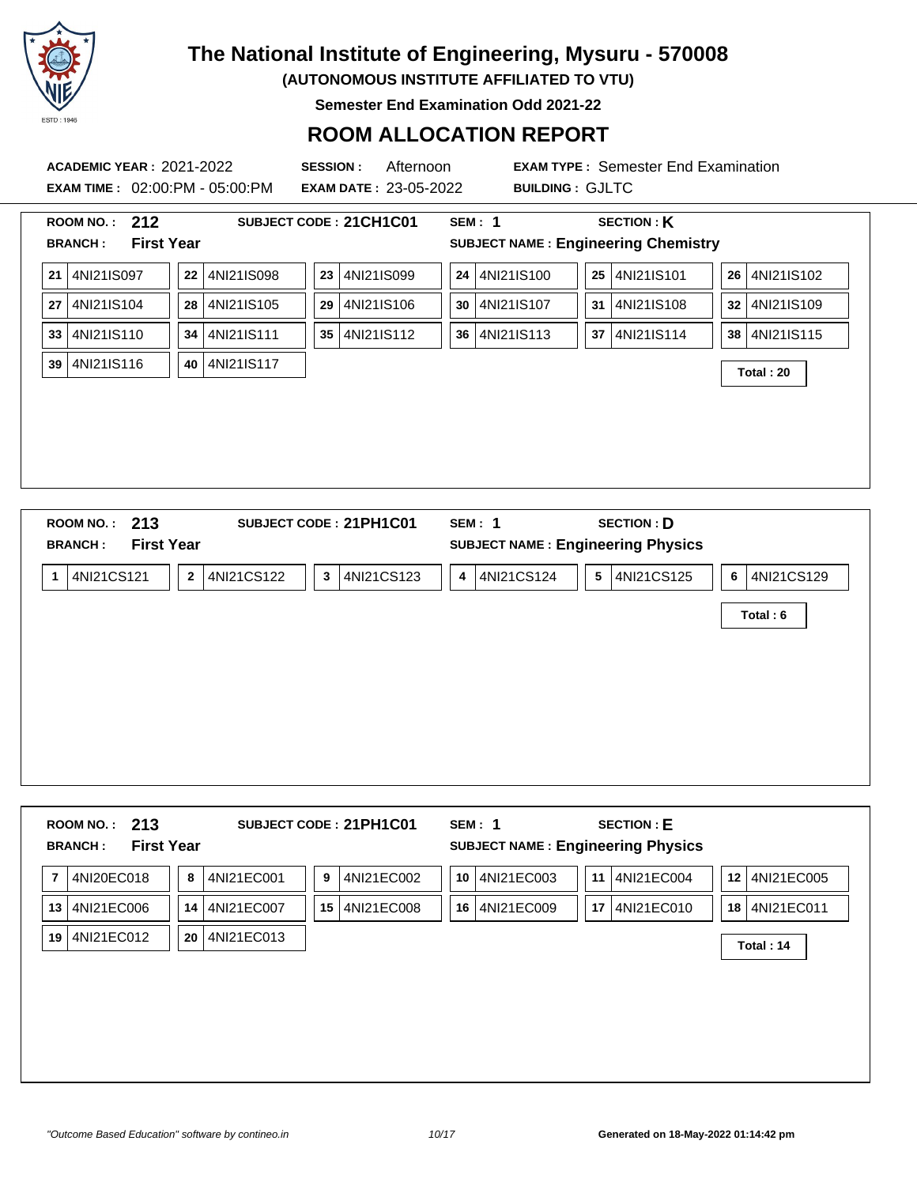# The National Institute of Engineering, Mysuru - 570008

**(AUTONOMOUS INSTITUTE AFFILIATED TO VTU)**

**Semester End Examination Odd 2021-22**

## ROOM ALLOCATION REPORT

**ACADEMIC YEAR :** 2021-2022 **SESSION :** Afternoon **EXAM TYPE :** Semester End Examination

**EXAM TIME :** 02:00:PM - 05:00:PM **EXAM DATE :** 23-05-2022 **BUILDING :** GJLTC

---

**ROOM NO. :** 212 **SUBJECT CODE :** 21CH1C01 **SEM :** 1 **SECTION :** K

**BRANCH :** First Year **SUBJECT NAME :** Engineering Chemistry

| | | | | | | | | | | | |
|---|---|---|---|---|---|---|---|---|---|---|---|
| 21 | 4NI21IS097 | 22 | 4NI21IS098 | 23 | 4NI21IS099 | 24 | 4NI21IS100 | 25 | 4NI21IS101 | 26 | 4NI21IS102 |
| 27 | 4NI21IS104 | 28 | 4NI21IS105 | 29 | 4NI21IS106 | 30 | 4NI21IS107 | 31 | 4NI21IS108 | 32 | 4NI21IS109 |
| 33 | 4NI21IS110 | 34 | 4NI21IS111 | 35 | 4NI21IS112 | 36 | 4NI21IS113 | 37 | 4NI21IS114 | 38 | 4NI21IS115 |
| 39 | 4NI21IS116 | 40 | 4NI21IS117 | | | | | | | | |

**Total : 20**

---

**ROOM NO. :** 213 **SUBJECT CODE :** 21PH1C01 **SEM :** 1 **SECTION :** D

**BRANCH :** First Year **SUBJECT NAME :** Engineering Physics

| | | | | | | | | | | | |
|---|---|---|---|---|---|---|---|---|---|---|---|
| 1 | 4NI21CS121 | 2 | 4NI21CS122 | 3 | 4NI21CS123 | 4 | 4NI21CS124 | 5 | 4NI21CS125 | 6 | 4NI21CS129 |

**Total : 6**

---

**ROOM NO. :** 213 **SUBJECT CODE :** 21PH1C01 **SEM :** 1 **SECTION :** E

**BRANCH :** First Year **SUBJECT NAME :** Engineering Physics

| | | | | | | | | | | | |
|---|---|---|---|---|---|---|---|---|---|---|---|
| 7 | 4NI20EC018 | 8 | 4NI21EC001 | 9 | 4NI21EC002 | 10 | 4NI21EC003 | 11 | 4NI21EC004 | 12 | 4NI21EC005 |
| 13 | 4NI21EC006 | 14 | 4NI21EC007 | 15 | 4NI21EC008 | 16 | 4NI21EC009 | 17 | 4NI21EC010 | 18 | 4NI21EC011 |
| 19 | 4NI21EC012 | 20 | 4NI21EC013 | | | | | | | | |

**Total : 14**

*"Outcome Based Education" software by contineo.in* **Generated on 18-May-2022 01:14:42 pm**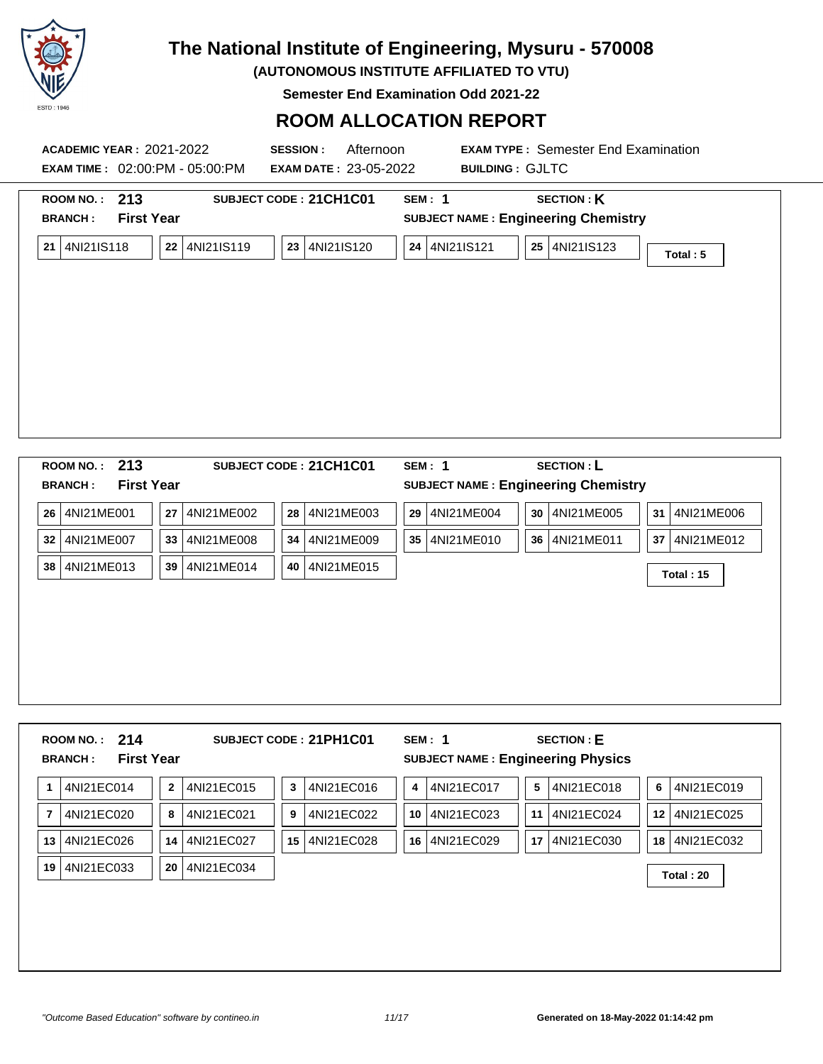# The National Institute of Engineering, Mysuru - 570008

**(AUTONOMOUS INSTITUTE AFFILIATED TO VTU)**

**Semester End Examination Odd 2021-22**

## ROOM ALLOCATION REPORT

**ACADEMIC YEAR :** 2021-2022 **SESSION :** Afternoon **EXAM TYPE :** Semester End Examination

**EXAM TIME :** 02:00:PM - 05:00:PM **EXAM DATE :** 23-05-2022 **BUILDING :** GJLTC

---

**ROOM NO. :** 213 **SUBJECT CODE : 21CH1C01** **SEM : 1** **SECTION : K**

**BRANCH :** First Year **SUBJECT NAME : Engineering Chemistry**

| | | | | | |
|---|---|---|---|---|---|
| 21 4NI21IS118 | 22 4NI21IS119 | 23 4NI21IS120 | 24 4NI21IS121 | 25 4NI21IS123 | **Total : 5** |

---

**ROOM NO. :** 213 **SUBJECT CODE : 21CH1C01** **SEM : 1** **SECTION : L**

**BRANCH :** First Year **SUBJECT NAME : Engineering Chemistry**

| | | | | | |
|---|---|---|---|---|---|
| 26 4NI21ME001 | 27 4NI21ME002 | 28 4NI21ME003 | 29 4NI21ME004 | 30 4NI21ME005 | 31 4NI21ME006 |
| 32 4NI21ME007 | 33 4NI21ME008 | 34 4NI21ME009 | 35 4NI21ME010 | 36 4NI21ME011 | 37 4NI21ME012 |
| 38 4NI21ME013 | 39 4NI21ME014 | 40 4NI21ME015 | | | **Total : 15** |

---

**ROOM NO. :** 214 **SUBJECT CODE : 21PH1C01** **SEM : 1** **SECTION : E**

**BRANCH :** First Year **SUBJECT NAME : Engineering Physics**

| | | | | | |
|---|---|---|---|---|---|
| 1 4NI21EC014 | 2 4NI21EC015 | 3 4NI21EC016 | 4 4NI21EC017 | 5 4NI21EC018 | 6 4NI21EC019 |
| 7 4NI21EC020 | 8 4NI21EC021 | 9 4NI21EC022 | 10 4NI21EC023 | 11 4NI21EC024 | 12 4NI21EC025 |
| 13 4NI21EC026 | 14 4NI21EC027 | 15 4NI21EC028 | 16 4NI21EC029 | 17 4NI21EC030 | 18 4NI21EC032 |
| 19 4NI21EC033 | 20 4NI21EC034 | | | | **Total : 20** |

*"Outcome Based Education" software by contineo.in* **Generated on 18-May-2022 01:14:42 pm**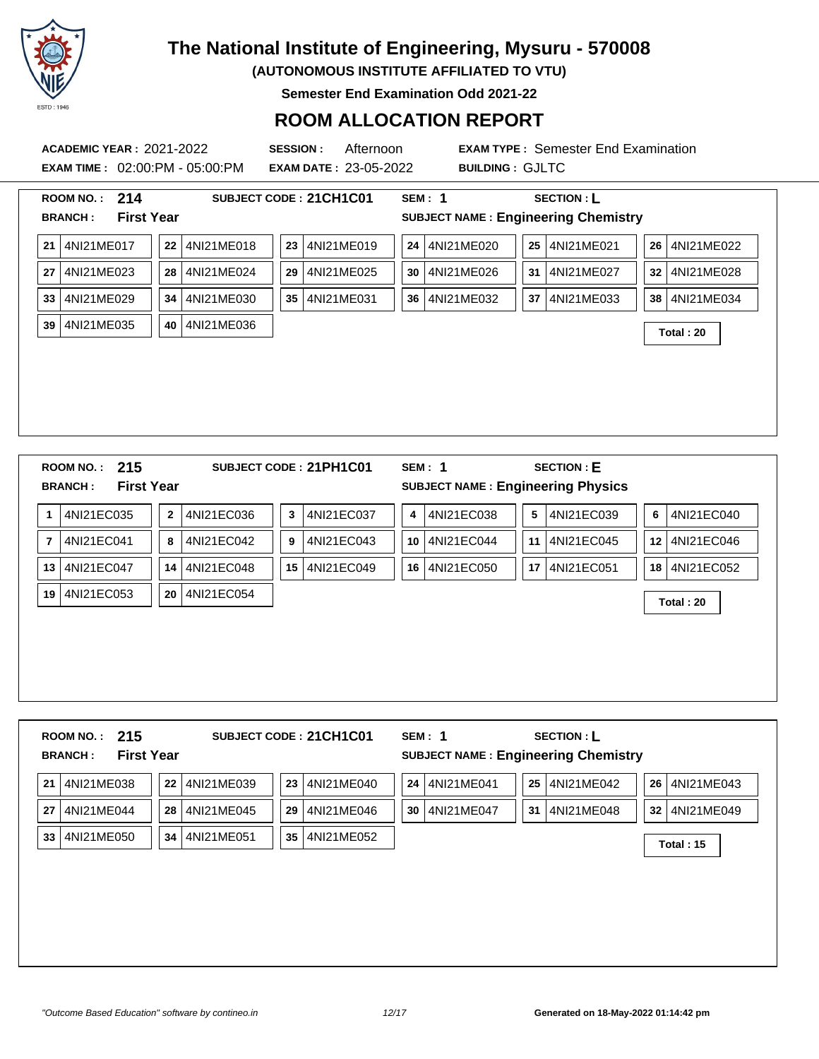# The National Institute of Engineering, Mysuru - 570008

**(AUTONOMOUS INSTITUTE AFFILIATED TO VTU)**

**Semester End Examination Odd 2021-22**

## ROOM ALLOCATION REPORT

**ACADEMIC YEAR :** 2021-2022 **SESSION :** Afternoon **EXAM TYPE :** Semester End Examination

**EXAM TIME :** 02:00:PM - 05:00:PM **EXAM DATE :** 23-05-2022 **BUILDING :** GJLTC

---

**ROOM NO. :** 214 **SUBJECT CODE :** 21CH1C01 **SEM :** 1 **SECTION :** L

**BRANCH :** First Year **SUBJECT NAME :** Engineering Chemistry

| | | | | | |
|---|---|---|---|---|---|
| 21 4NI21ME017 | 22 4NI21ME018 | 23 4NI21ME019 | 24 4NI21ME020 | 25 4NI21ME021 | 26 4NI21ME022 |
| 27 4NI21ME023 | 28 4NI21ME024 | 29 4NI21ME025 | 30 4NI21ME026 | 31 4NI21ME027 | 32 4NI21ME028 |
| 33 4NI21ME029 | 34 4NI21ME030 | 35 4NI21ME031 | 36 4NI21ME032 | 37 4NI21ME033 | 38 4NI21ME034 |
| 39 4NI21ME035 | 40 4NI21ME036 | | | | |

**Total : 20**

---

**ROOM NO. :** 215 **SUBJECT CODE :** 21PH1C01 **SEM :** 1 **SECTION :** E

**BRANCH :** First Year **SUBJECT NAME :** Engineering Physics

| | | | | | |
|---|---|---|---|---|---|
| 1 4NI21EC035 | 2 4NI21EC036 | 3 4NI21EC037 | 4 4NI21EC038 | 5 4NI21EC039 | 6 4NI21EC040 |
| 7 4NI21EC041 | 8 4NI21EC042 | 9 4NI21EC043 | 10 4NI21EC044 | 11 4NI21EC045 | 12 4NI21EC046 |
| 13 4NI21EC047 | 14 4NI21EC048 | 15 4NI21EC049 | 16 4NI21EC050 | 17 4NI21EC051 | 18 4NI21EC052 |
| 19 4NI21EC053 | 20 4NI21EC054 | | | | |

**Total : 20**

---

**ROOM NO. :** 215 **SUBJECT CODE :** 21CH1C01 **SEM :** 1 **SECTION :** L

**BRANCH :** First Year **SUBJECT NAME :** Engineering Chemistry

| | | | | | |
|---|---|---|---|---|---|
| 21 4NI21ME038 | 22 4NI21ME039 | 23 4NI21ME040 | 24 4NI21ME041 | 25 4NI21ME042 | 26 4NI21ME043 |
| 27 4NI21ME044 | 28 4NI21ME045 | 29 4NI21ME046 | 30 4NI21ME047 | 31 4NI21ME048 | 32 4NI21ME049 |
| 33 4NI21ME050 | 34 4NI21ME051 | 35 4NI21ME052 | | | |

**Total : 15**

*"Outcome Based Education" software by contineo.in*

**Generated on 18-May-2022 01:14:42 pm**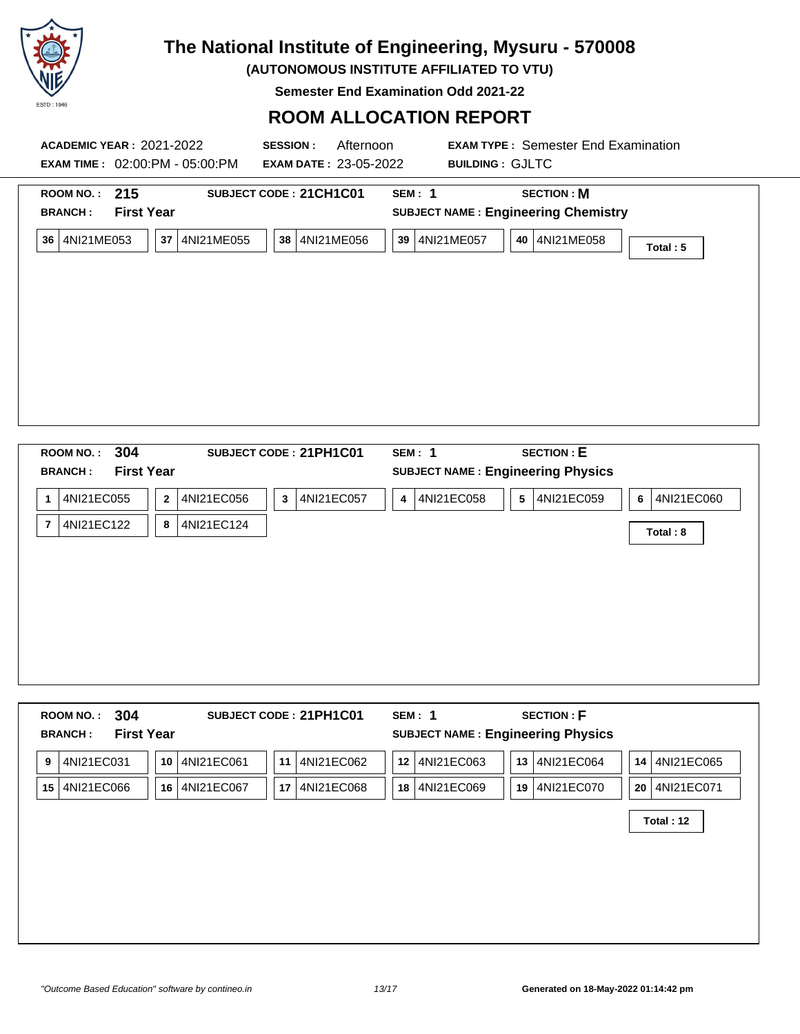# The National Institute of Engineering, Mysuru - 570008

**(AUTONOMOUS INSTITUTE AFFILIATED TO VTU)**

**Semester End Examination Odd 2021-22**

## ROOM ALLOCATION REPORT

**ACADEMIC YEAR :** 2021-2022 **SESSION :** Afternoon **EXAM TYPE :** Semester End Examination

**EXAM TIME :** 02:00:PM - 05:00:PM **EXAM DATE :** 23-05-2022 **BUILDING :** GJLTC

---

**ROOM NO. :** **215** **SUBJECT CODE : 21CH1C01** **SEM : 1** **SECTION : M**

**BRANCH :** **First Year** **SUBJECT NAME : Engineering Chemistry**

| | | | | | |
|---|---|---|---|---|---|
| **36** 4NI21ME053 | **37** 4NI21ME055 | **38** 4NI21ME056 | **39** 4NI21ME057 | **40** 4NI21ME058 | **Total : 5** |

---

**ROOM NO. :** **304** **SUBJECT CODE : 21PH1C01** **SEM : 1** **SECTION : E**

**BRANCH :** **First Year** **SUBJECT NAME : Engineering Physics**

| | | | | | |
|---|---|---|---|---|---|
| **1** 4NI21EC055 | **2** 4NI21EC056 | **3** 4NI21EC057 | **4** 4NI21EC058 | **5** 4NI21EC059 | **6** 4NI21EC060 |
| **7** 4NI21EC122 | **8** 4NI21EC124 | | | | |

**Total : 8**

---

**ROOM NO. :** **304** **SUBJECT CODE : 21PH1C01** **SEM : 1** **SECTION : F**

**BRANCH :** **First Year** **SUBJECT NAME : Engineering Physics**

| | | | | | |
|---|---|---|---|---|---|
| **9** 4NI21EC031 | **10** 4NI21EC061 | **11** 4NI21EC062 | **12** 4NI21EC063 | **13** 4NI21EC064 | **14** 4NI21EC065 |
| **15** 4NI21EC066 | **16** 4NI21EC067 | **17** 4NI21EC068 | **18** 4NI21EC069 | **19** 4NI21EC070 | **20** 4NI21EC071 |

**Total : 12**

*"Outcome Based Education" software by contineo.in* **Generated on 18-May-2022 01:14:42 pm**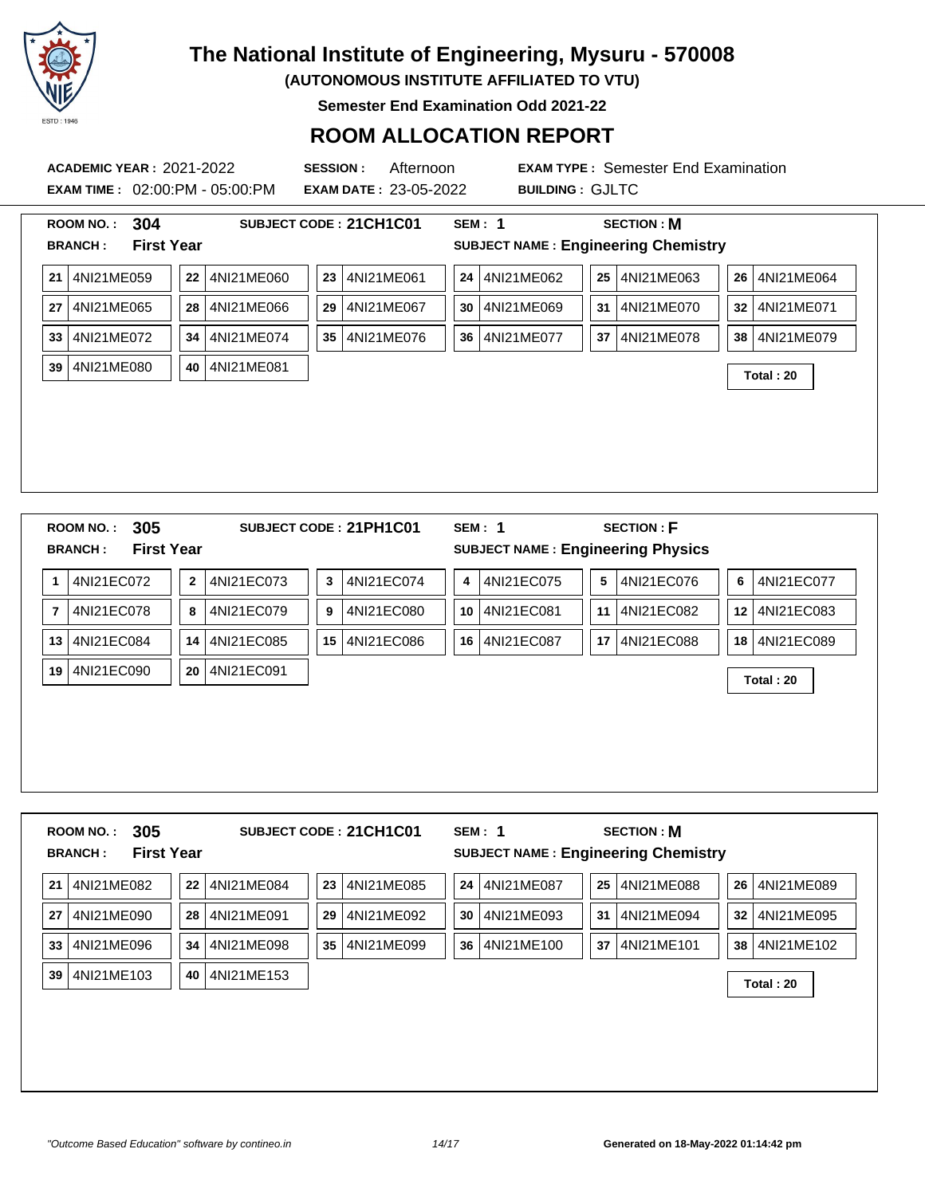# The National Institute of Engineering, Mysuru - 570008

**(AUTONOMOUS INSTITUTE AFFILIATED TO VTU)**

**Semester End Examination Odd 2021-22**

## ROOM ALLOCATION REPORT

**ACADEMIC YEAR :** 2021-2022 **SESSION :** Afternoon **EXAM TYPE :** Semester End Examination

**EXAM TIME :** 02:00:PM - 05:00:PM **EXAM DATE :** 23-05-2022 **BUILDING :** GJLTC

---

**ROOM NO. : 304** **SUBJECT CODE : 21CH1C01** **SEM : 1** **SECTION : M**

**BRANCH : First Year** **SUBJECT NAME : Engineering Chemistry**

| | | | | | | | | | | | |
|---|---|---|---|---|---|---|---|---|---|---|---|
| 21 | 4NI21ME059 | 22 | 4NI21ME060 | 23 | 4NI21ME061 | 24 | 4NI21ME062 | 25 | 4NI21ME063 | 26 | 4NI21ME064 |
| 27 | 4NI21ME065 | 28 | 4NI21ME066 | 29 | 4NI21ME067 | 30 | 4NI21ME069 | 31 | 4NI21ME070 | 32 | 4NI21ME071 |
| 33 | 4NI21ME072 | 34 | 4NI21ME074 | 35 | 4NI21ME076 | 36 | 4NI21ME077 | 37 | 4NI21ME078 | 38 | 4NI21ME079 |
| 39 | 4NI21ME080 | 40 | 4NI21ME081 | | | | | | | | |

**Total : 20**

---

**ROOM NO. : 305** **SUBJECT CODE : 21PH1C01** **SEM : 1** **SECTION : F**

**BRANCH : First Year** **SUBJECT NAME : Engineering Physics**

| | | | | | | | | | | | |
|---|---|---|---|---|---|---|---|---|---|---|---|
| 1 | 4NI21EC072 | 2 | 4NI21EC073 | 3 | 4NI21EC074 | 4 | 4NI21EC075 | 5 | 4NI21EC076 | 6 | 4NI21EC077 |
| 7 | 4NI21EC078 | 8 | 4NI21EC079 | 9 | 4NI21EC080 | 10 | 4NI21EC081 | 11 | 4NI21EC082 | 12 | 4NI21EC083 |
| 13 | 4NI21EC084 | 14 | 4NI21EC085 | 15 | 4NI21EC086 | 16 | 4NI21EC087 | 17 | 4NI21EC088 | 18 | 4NI21EC089 |
| 19 | 4NI21EC090 | 20 | 4NI21EC091 | | | | | | | | |

**Total : 20**

---

**ROOM NO. : 305** **SUBJECT CODE : 21CH1C01** **SEM : 1** **SECTION : M**

**BRANCH : First Year** **SUBJECT NAME : Engineering Chemistry**

| | | | | | | | | | | | |
|---|---|---|---|---|---|---|---|---|---|---|---|
| 21 | 4NI21ME082 | 22 | 4NI21ME084 | 23 | 4NI21ME085 | 24 | 4NI21ME087 | 25 | 4NI21ME088 | 26 | 4NI21ME089 |
| 27 | 4NI21ME090 | 28 | 4NI21ME091 | 29 | 4NI21ME092 | 30 | 4NI21ME093 | 31 | 4NI21ME094 | 32 | 4NI21ME095 |
| 33 | 4NI21ME096 | 34 | 4NI21ME098 | 35 | 4NI21ME099 | 36 | 4NI21ME100 | 37 | 4NI21ME101 | 38 | 4NI21ME102 |
| 39 | 4NI21ME103 | 40 | 4NI21ME153 | | | | | | | | |

**Total : 20**

*"Outcome Based Education" software by contineo.in*

**Generated on 18-May-2022 01:14:42 pm**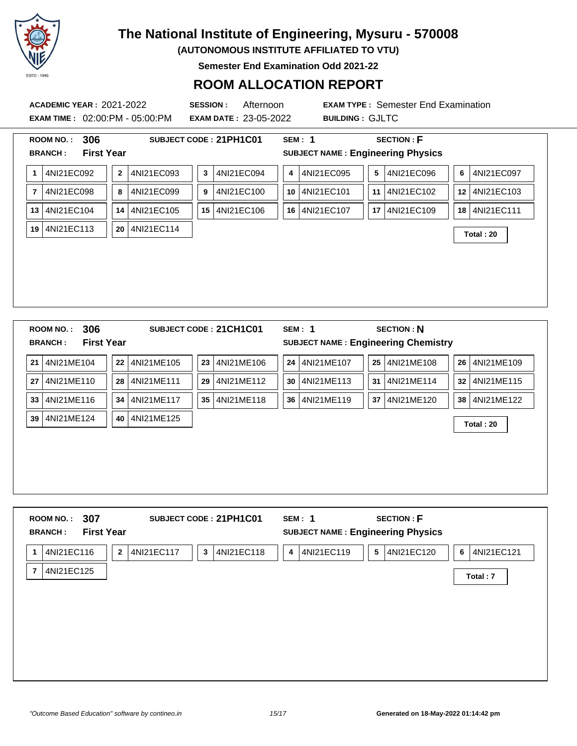# The National Institute of Engineering, Mysuru - 570008

**(AUTONOMOUS INSTITUTE AFFILIATED TO VTU)**

**Semester End Examination Odd 2021-22**

## ROOM ALLOCATION REPORT

**ACADEMIC YEAR :** 2021-2022 **SESSION :** Afternoon **EXAM TYPE :** Semester End Examination

**EXAM TIME :** 02:00:PM - 05:00:PM **EXAM DATE :** 23-05-2022 **BUILDING :** GJLTC

---

**ROOM NO. : 306** **SUBJECT CODE : 21PH1C01** **SEM : 1** **SECTION : F**

**BRANCH : First Year** **SUBJECT NAME : Engineering Physics**

| | | | | | |
|---|---|---|---|---|---|
| 1 4NI21EC092 | 2 4NI21EC093 | 3 4NI21EC094 | 4 4NI21EC095 | 5 4NI21EC096 | 6 4NI21EC097 |
| 7 4NI21EC098 | 8 4NI21EC099 | 9 4NI21EC100 | 10 4NI21EC101 | 11 4NI21EC102 | 12 4NI21EC103 |
| 13 4NI21EC104 | 14 4NI21EC105 | 15 4NI21EC106 | 16 4NI21EC107 | 17 4NI21EC109 | 18 4NI21EC111 |
| 19 4NI21EC113 | 20 4NI21EC114 | | | | |

**Total : 20**

---

**ROOM NO. : 306** **SUBJECT CODE : 21CH1C01** **SEM : 1** **SECTION : N**

**BRANCH : First Year** **SUBJECT NAME : Engineering Chemistry**

| | | | | | |
|---|---|---|---|---|---|
| 21 4NI21ME104 | 22 4NI21ME105 | 23 4NI21ME106 | 24 4NI21ME107 | 25 4NI21ME108 | 26 4NI21ME109 |
| 27 4NI21ME110 | 28 4NI21ME111 | 29 4NI21ME112 | 30 4NI21ME113 | 31 4NI21ME114 | 32 4NI21ME115 |
| 33 4NI21ME116 | 34 4NI21ME117 | 35 4NI21ME118 | 36 4NI21ME119 | 37 4NI21ME120 | 38 4NI21ME122 |
| 39 4NI21ME124 | 40 4NI21ME125 | | | | |

**Total : 20**

---

**ROOM NO. : 307** **SUBJECT CODE : 21PH1C01** **SEM : 1** **SECTION : F**

**BRANCH : First Year** **SUBJECT NAME : Engineering Physics**

| | | | | | |
|---|---|---|---|---|---|
| 1 4NI21EC116 | 2 4NI21EC117 | 3 4NI21EC118 | 4 4NI21EC119 | 5 4NI21EC120 | 6 4NI21EC121 |
| 7 4NI21EC125 | | | | | |

**Total : 7**

---

*"Outcome Based Education" software by contineo.in* **Generated on 18-May-2022 01:14:42 pm**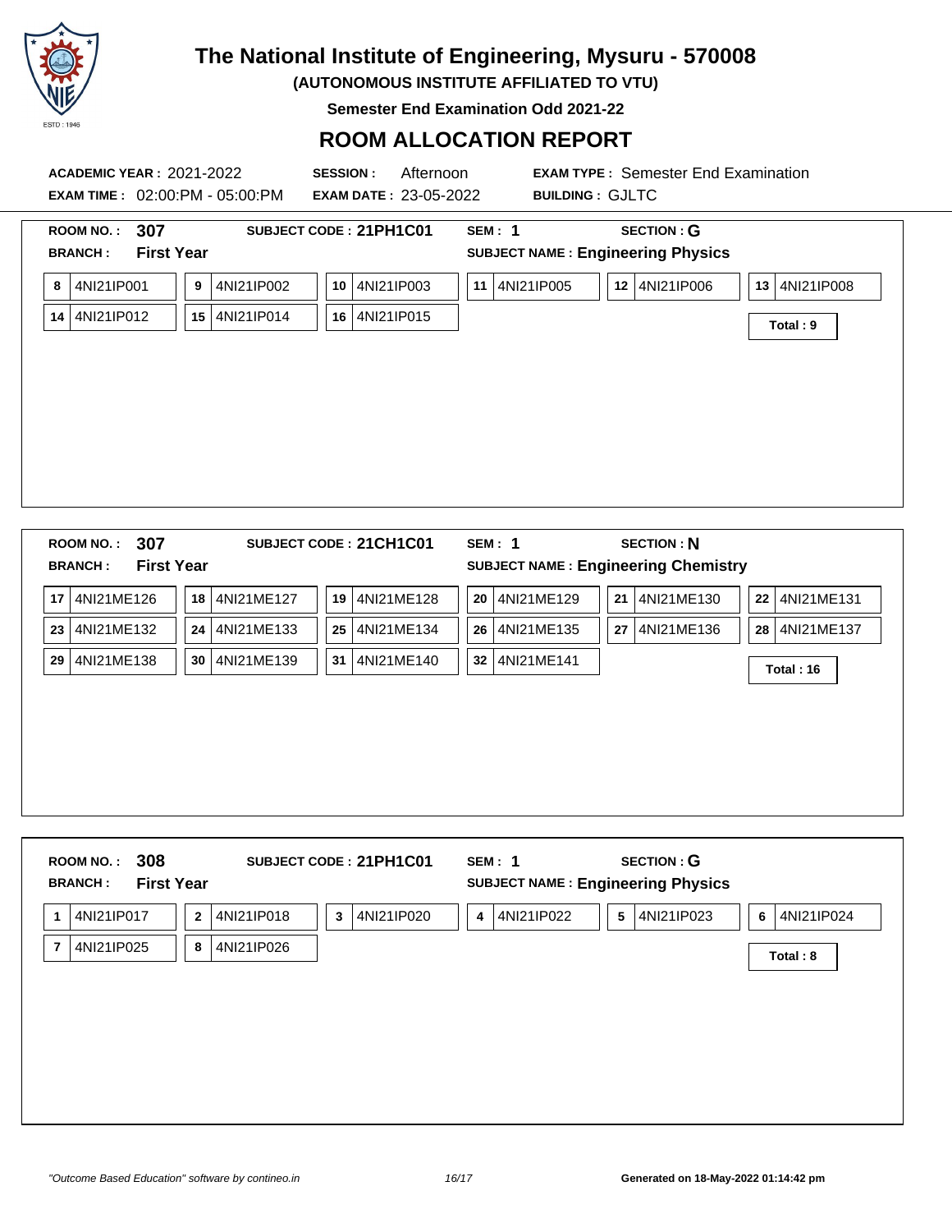# The National Institute of Engineering, Mysuru - 570008

**(AUTONOMOUS INSTITUTE AFFILIATED TO VTU)**

**Semester End Examination Odd 2021-22**

## ROOM ALLOCATION REPORT

**ACADEMIC YEAR :** 2021-2022 **SESSION :** Afternoon **EXAM TYPE :** Semester End Examination

**EXAM TIME :** 02:00:PM - 05:00:PM **EXAM DATE :** 23-05-2022 **BUILDING :** GJLTC

---

**ROOM NO. : 307** **SUBJECT CODE : 21PH1C01** **SEM : 1** **SECTION : G**

**BRANCH : First Year** **SUBJECT NAME : Engineering Physics**

| | | | | | | | | | | | |
|---|---|---|---|---|---|---|---|---|---|---|---|
| 8 | 4NI21IP001 | 9 | 4NI21IP002 | 10 | 4NI21IP003 | 11 | 4NI21IP005 | 12 | 4NI21IP006 | 13 | 4NI21IP008 |
| 14 | 4NI21IP012 | 15 | 4NI21IP014 | 16 | 4NI21IP015 | | | | | | |

**Total : 9**

---

**ROOM NO. : 307** **SUBJECT CODE : 21CH1C01** **SEM : 1** **SECTION : N**

**BRANCH : First Year** **SUBJECT NAME : Engineering Chemistry**

| | | | | | | | | | | | |
|---|---|---|---|---|---|---|---|---|---|---|---|
| 17 | 4NI21ME126 | 18 | 4NI21ME127 | 19 | 4NI21ME128 | 20 | 4NI21ME129 | 21 | 4NI21ME130 | 22 | 4NI21ME131 |
| 23 | 4NI21ME132 | 24 | 4NI21ME133 | 25 | 4NI21ME134 | 26 | 4NI21ME135 | 27 | 4NI21ME136 | 28 | 4NI21ME137 |
| 29 | 4NI21ME138 | 30 | 4NI21ME139 | 31 | 4NI21ME140 | 32 | 4NI21ME141 | | | | |

**Total : 16**

---

**ROOM NO. : 308** **SUBJECT CODE : 21PH1C01** **SEM : 1** **SECTION : G**

**BRANCH : First Year** **SUBJECT NAME : Engineering Physics**

| | | | | | | | | | | | |
|---|---|---|---|---|---|---|---|---|---|---|---|
| 1 | 4NI21IP017 | 2 | 4NI21IP018 | 3 | 4NI21IP020 | 4 | 4NI21IP022 | 5 | 4NI21IP023 | 6 | 4NI21IP024 |
| 7 | 4NI21IP025 | 8 | 4NI21IP026 | | | | | | | | |

**Total : 8**

*"Outcome Based Education" software by contineo.in* **Generated on 18-May-2022 01:14:42 pm**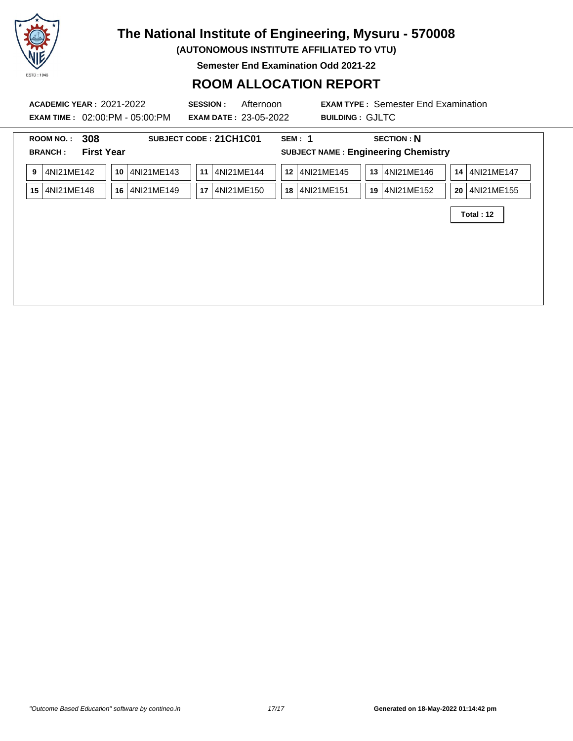# The National Institute of Engineering, Mysuru - 570008

**(AUTONOMOUS INSTITUTE AFFILIATED TO VTU)**

**Semester End Examination Odd 2021-22**

## ROOM ALLOCATION REPORT

**ACADEMIC YEAR :** 2021-2022 **SESSION :** Afternoon **EXAM TYPE :** Semester End Examination

**EXAM TIME :** 02:00:PM - 05:00:PM **EXAM DATE :** 23-05-2022 **BUILDING :** GJLTC

**ROOM NO. : 308** **SUBJECT CODE : 21CH1C01** **SEM : 1** **SECTION : N**

**BRANCH : First Year** **SUBJECT NAME : Engineering Chemistry**

| | | | | | |
|---|---|---|---|---|---|
| 9 4NI21ME142 | 10 4NI21ME143 | 11 4NI21ME144 | 12 4NI21ME145 | 13 4NI21ME146 | 14 4NI21ME147 |
| 15 4NI21ME148 | 16 4NI21ME149 | 17 4NI21ME150 | 18 4NI21ME151 | 19 4NI21ME152 | 20 4NI21ME155 |

**Total : 12**

*"Outcome Based Education" software by contineo.in* **Generated on 18-May-2022 01:14:42 pm**